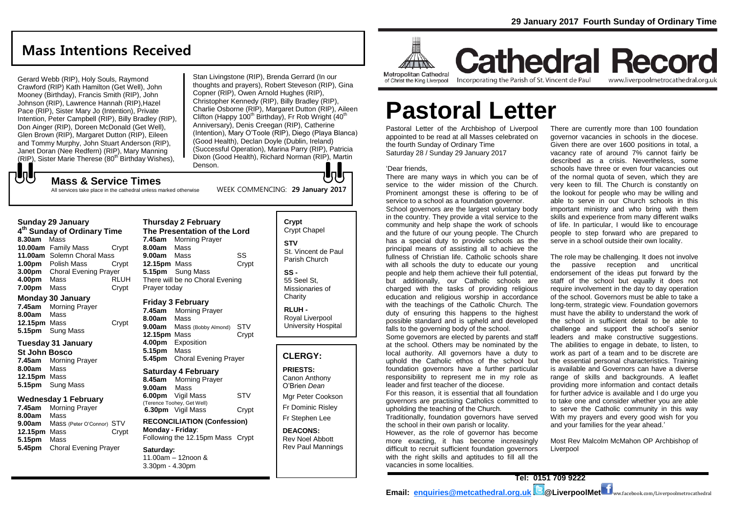29 January 2017 Fourth Sunday of Ordinary Time

## Mass Intentions Received

Gerard Webb (RIP), Holy Souls, Raymond Crawford (RIP) Kath Hamilton (Get Well), John Mooney (Birthday), Francis Smith (RIP), John Johnson (RIP), Lawrence Hannah (RIP),Hazel Pace (RIP), Sister Mary Jo (Intention), Private Intention, Peter Campbell (RIP), Billy Bradley (RIP), Don Ainger (RIP), Doreen McDonald (Get Well), Glen Brown (RIP), Margaret Dutton (RIP), Eileen and Tommy Murphy, John Stuart Anderson (RIP), Janet Doran (Nee Redfern) (RIP), Mary Manning (RIP), Sister Marie Therese (80th Birthday Wishes), Stan Livingstone (RIP), Brenda Gerrard (In our thoughts and prayers), Robert Steveson (RIP), Gina Copner (RIP), Owen Arnold Hughes (RIP), Christopher Kennedy (RIP), Billy Bradley (RIP), Charlie Osborne (RIP), Margaret Dutton (RIP), Aileen Clifton (Happy 100th Birthday), Fr Rob Wright (40th Anniversary), Denis Creegan (RIP), Catherine (Intention), Mary O'Toole (RIP), Diego (Playa Blanca) (Good Health), Declan Doyle (Dublin, Ireland) (Successful Operation), Marina Parry (RIP), Patricia Dixon (Good Health), Richard Norman (RIP), Martin Denson.

### Mass & Service Times

All services take place in the cathedral unless marked otherwise

WEEK COMMENCING: **29 January 2017**

**Sunday 29 January**
**4th Sunday of Ordinary Time**
**8.30am** Mass
**10.00am** Family Mass Crypt
**11.00am** Solemn Choral Mass
**1.00pm** Polish Mass Crypt
**3.00pm** Choral Evening Prayer
**4.00pm** Mass RLUH
**7.00pm** Mass Crypt

**Monday 30 January**
**7.45am** Morning Prayer
**8.00am** Mass
**12.15pm** Mass Crypt
**5.15pm** Sung Mass

**Tuesday 31 January**
**St John Bosco**
**7.45am** Morning Prayer
**8.00am** Mass
**12.15pm** Mass
**5.15pm** Sung Mass

**Wednesday 1 February**
**7.45am** Morning Prayer
**8.00am** Mass
**9.00am** Mass (Peter O'Connor) STV
**12.15pm** Mass Crypt
**5.15pm** Mass
**5.45pm** Choral Evening Prayer

**Thursday 2 February**
**The Presentation of the Lord**
**7.45am** Morning Prayer
**8.00am** Mass
**9.00am** Mass SS
**12.15pm** Mass Crypt
**5.15pm** Sung Mass
There will be no Choral Evening Prayer today

**Friday 3 February**
**7.45am** Morning Prayer
**8.00am** Mass
**9.00am** Mass (Bobby Almond) STV
**12.15pm** Mass Crypt
**4.00pm** Exposition
**5.15pm** Mass
**5.45pm** Choral Evening Prayer

**Saturday 4 February**
**8.45am** Morning Prayer
**9.00am** Mass
**6.00pm** Vigil Mass STV
(Terence Toohey, Get Well)
**6.30pm** Vigil Mass Crypt

**RECONCILIATION (Confession)**
**Monday - Friday**:
Following the 12.15pm Mass Crypt

**Saturday:**
11.00am – 12noon &
3.30pm - 4.30pm

**Crypt**
Crypt Chapel

**STV**
St. Vincent de Paul Parish Church

**SS -**
55 Seel St, Missionaries of Charity

**RLUH -**
Royal Liverpool University Hospital

### CLERGY:

**PRIESTS:**
Canon Anthony O'Brien *Dean*
Mgr Peter Cookson
Fr Dominic Risley
Fr Stephen Lee

**DEACONS:**
Rev Noel Abbott
Rev Paul Mannings

Metropolitan Cathedral of Christ the King Liverpool

# Cathedral Record

Incorporating the Parish of St. Vincent de Paul www.liverpoolmetrocathedral.org.uk

# Pastoral Letter

Pastoral Letter of the Archbishop of Liverpool appointed to be read at all Masses celebrated on the fourth Sunday of Ordinary Time
Saturday 28 / Sunday 29 January 2017

'Dear friends,

There are many ways in which you can be of service to the wider mission of the Church. Prominent amongst these is offering to be of service to a school as a foundation governor.

School governors are the largest voluntary body in the country. They provide a vital service to the community and help shape the work of schools and the future of our young people. The Church has a special duty to provide schools as the principal means of assisting all to achieve the fullness of Christian life. Catholic schools share with all schools the duty to educate our young people and help them achieve their full potential, but additionally, our Catholic schools are charged with the tasks of providing religious education and religious worship in accordance with the teachings of the Catholic Church. The duty of ensuring this happens to the highest possible standard and is upheld and developed falls to the governing body of the school.

Some governors are elected by parents and staff at the school. Others may be nominated by the local authority. All governors have a duty to uphold the Catholic ethos of the school but foundation governors have a further particular responsibility to represent me in my role as leader and first teacher of the diocese.

For this reason, it is essential that all foundation governors are practising Catholics committed to upholding the teaching of the Church.

Traditionally, foundation governors have served the school in their own parish or locality.

However, as the role of governor has become more exacting, it has become increasingly difficult to recruit sufficient foundation governors with the right skills and aptitudes to fill all the vacancies in some localities.

There are currently more than 100 foundation governor vacancies in schools in the diocese. Given there are over 1600 positions in total, a vacancy rate of around 7% cannot fairly be described as a crisis. Nevertheless, some schools have three or even four vacancies out of the normal quota of seven, which they are very keen to fill. The Church is constantly on the lookout for people who may be willing and able to serve in our Church schools in this important ministry and who bring with them skills and experience from many different walks of life. In particular, I would like to encourage people to step forward who are prepared to serve in a school outside their own locality.

The role may be challenging. It does not involve the passive reception and uncritical endorsement of the ideas put forward by the staff of the school but equally it does not require involvement in the day to day operation of the school. Governors must be able to take a long-term, strategic view. Foundation governors must have the ability to understand the work of the school in sufficient detail to be able to challenge and support the school's senior leaders and make constructive suggestions. The abilities to engage in debate, to listen, to work as part of a team and to be discrete are the essential personal characteristics. Training is available and Governors can have a diverse range of skills and backgrounds. A leaflet providing more information and contact details for further advice is available and I do urge you to take one and consider whether you are able to serve the Catholic community in this way With my prayers and every good wish for you and your families for the year ahead.'

Most Rev Malcolm McMahon OP Archbishop of Liverpool

**Tel: 0151 709 9222**
**Email: enquiries@metcathedral.org.uk @LiverpoolMet** ww.facebook.com/Liverpoolmetrocathedral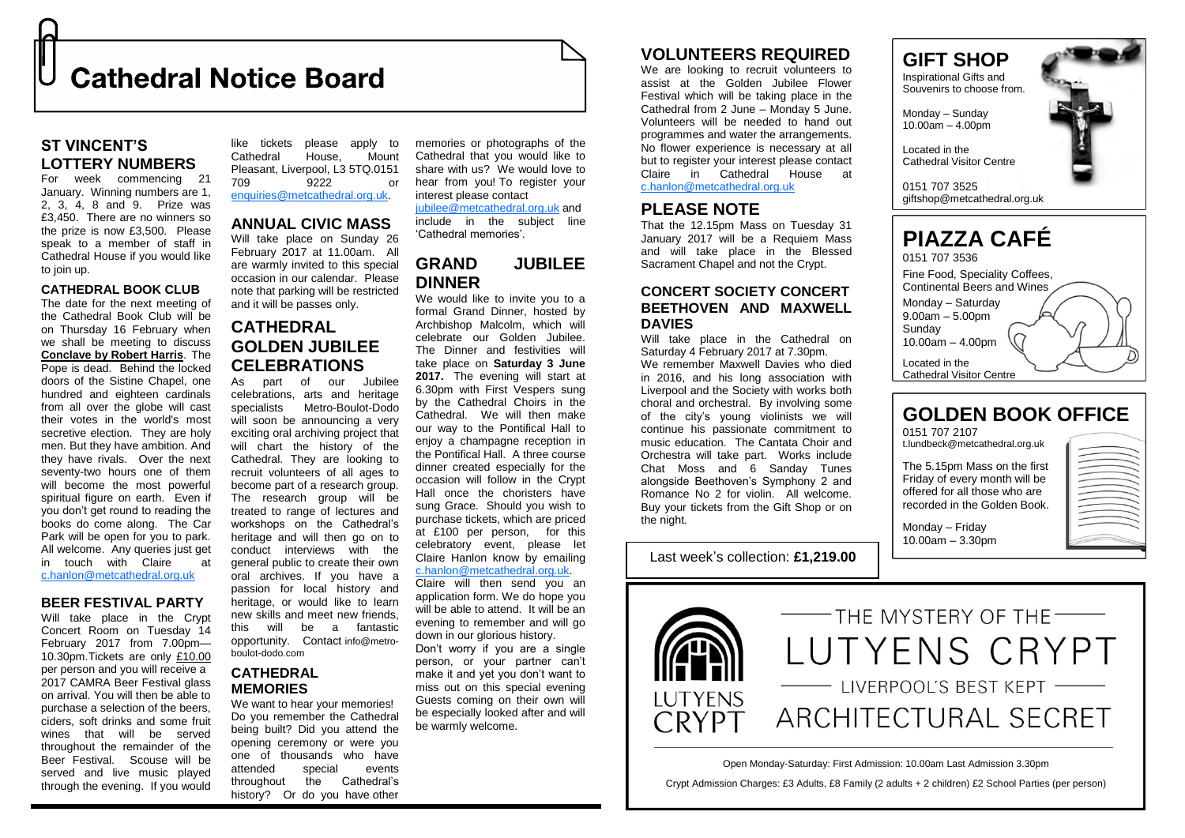# Cathedral Notice Board

## ST VINCENT'S LOTTERY NUMBERS

For week commencing 21 January. Winning numbers are 1, 2, 3, 4, 8 and 9. Prize was £3,450. There are no winners so the prize is now £3,500. Please speak to a member of staff in Cathedral House if you would like to join up.

### CATHEDRAL BOOK CLUB

The date for the next meeting of the Cathedral Book Club will be on Thursday 16 February when we shall be meeting to discuss **Conclave by Robert Harris**. The Pope is dead. Behind the locked doors of the Sistine Chapel, one hundred and eighteen cardinals from all over the globe will cast their votes in the world's most secretive election. They are holy men. But they have ambition. And they have rivals. Over the next seventy-two hours one of them will become the most powerful spiritual figure on earth. Even if you don't get round to reading the books do come along. The Car Park will be open for you to park. All welcome. Any queries just get in touch with Claire at c.hanlon@metcathedral.org.uk

## BEER FESTIVAL PARTY

Will take place in the Crypt Concert Room on Tuesday 14 February 2017 from 7.00pm—10.30pm.Tickets are only £10.00 per person and you will receive a 2017 CAMRA Beer Festival glass on arrival. You will then be able to purchase a selection of the beers, ciders, soft drinks and some fruit wines that will be served throughout the remainder of the Beer Festival. Scouse will be served and live music played through the evening. If you would like tickets please apply to Cathedral House, Mount Pleasant, Liverpool, L3 5TQ.0151 709 9222 or enquiries@metcathedral.org.uk.

## ANNUAL CIVIC MASS

Will take place on Sunday 26 February 2017 at 11.00am. All are warmly invited to this special occasion in our calendar. Please note that parking will be restricted and it will be passes only.

## CATHEDRAL GOLDEN JUBILEE CELEBRATIONS

As part of our Jubilee celebrations, arts and heritage specialists Metro-Boulot-Dodo will soon be announcing a very exciting oral archiving project that will chart the history of the Cathedral. They are looking to recruit volunteers of all ages to become part of a research group. The research group will be treated to range of lectures and workshops on the Cathedral's heritage and will then go on to conduct interviews with the general public to create their own oral archives. If you have a passion for local history and heritage, or would like to learn new skills and meet new friends, this will be a fantastic opportunity. Contact info@metro-boulot-dodo.com

### CATHEDRAL MEMORIES

We want to hear your memories! Do you remember the Cathedral being built? Did you attend the opening ceremony or were you one of thousands who have attended special events throughout the Cathedral's history? Or do you have other memories or photographs of the Cathedral that you would like to share with us? We would love to hear from you! To register your interest please contact jubilee@metcathedral.org.uk and include in the subject line 'Cathedral memories'.

## GRAND JUBILEE DINNER

We would like to invite you to a formal Grand Dinner, hosted by Archbishop Malcolm, which will celebrate our Golden Jubilee. The Dinner and festivities will take place on **Saturday 3 June 2017.** The evening will start at 6.30pm with First Vespers sung by the Cathedral Choirs in the Cathedral. We will then make our way to the Pontifical Hall to enjoy a champagne reception in the Pontifical Hall. A three course dinner created especially for the occasion will follow in the Crypt Hall once the choristers have sung Grace. Should you wish to purchase tickets, which are priced at £100 per person, for this celebratory event, please let Claire Hanlon know by emailing c.hanlon@metcathedral.org.uk.

Claire will then send you an application form. We do hope you will be able to attend. It will be an evening to remember and will go down in our glorious history.

Don't worry if you are a single person, or your partner can't make it and yet you don't want to miss out on this special evening Guests coming on their own will be especially looked after and will be warmly welcome.

## VOLUNTEERS REQUIRED

We are looking to recruit volunteers to assist at the Golden Jubilee Flower Festival which will be taking place in the Cathedral from 2 June – Monday 5 June. Volunteers will be needed to hand out programmes and water the arrangements. No flower experience is necessary at all but to register your interest please contact Claire in Cathedral House at c.hanlon@metcathedral.org.uk

## PLEASE NOTE

That the 12.15pm Mass on Tuesday 31 January 2017 will be a Requiem Mass and will take place in the Blessed Sacrament Chapel and not the Crypt.

### CONCERT SOCIETY CONCERT BEETHOVEN AND MAXWELL DAVIES

Will take place in the Cathedral on Saturday 4 February 2017 at 7.30pm.

We remember Maxwell Davies who died in 2016, and his long association with Liverpool and the Society with works both choral and orchestral. By involving some of the city's young violinists we will continue his passionate commitment to music education. The Cantata Choir and Orchestra will take part. Works include Chat Moss and 6 Sanday Tunes alongside Beethoven's Symphony 2 and Romance No 2 for violin. All welcome. Buy your tickets from the Gift Shop or on the night.

Last week's collection: **£1,219.00**

## GIFT SHOP

Inspirational Gifts and Souvenirs to choose from.

Monday – Sunday
10.00am – 4.00pm

Located in the Cathedral Visitor Centre

0151 707 3525
giftshop@metcathedral.org.uk

## PIAZZA CAFÉ

0151 707 3536

Fine Food, Speciality Coffees, Continental Beers and Wines

Monday – Saturday
9.00am – 5.00pm
Sunday
10.00am – 4.00pm

Located in the Cathedral Visitor Centre

## GOLDEN BOOK OFFICE

0151 707 2107
t.lundbeck@metcathedral.org.uk

The 5.15pm Mass on the first Friday of every month will be offered for all those who are recorded in the Golden Book.

Monday – Friday
10.00am – 3.30pm

LUTYENS CRYPT

THE MYSTERY OF THE LUTYENS CRYPT — LIVERPOOL'S BEST KEPT — ARCHITECTURAL SECRET

Open Monday-Saturday: First Admission: 10.00am Last Admission 3.30pm

Crypt Admission Charges: £3 Adults, £8 Family (2 adults + 2 children) £2 School Parties (per person)